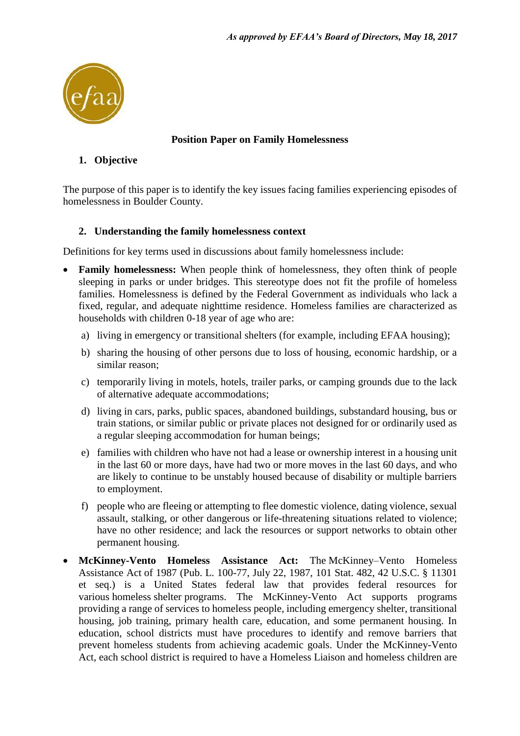*As approved by EFAA's Board of Directors, May 18, 2017*

**Position Paper on Family Homelessness**

## 1. Objective

The purpose of this paper is to identify the key issues facing families experiencing episodes of homelessness in Boulder County.

## 2. Understanding the family homelessness context

Definitions for key terms used in discussions about family homelessness include:

- **Family homelessness:** When people think of homelessness, they often think of people sleeping in parks or under bridges. This stereotype does not fit the profile of homeless families. Homelessness is defined by the Federal Government as individuals who lack a fixed, regular, and adequate nighttime residence. Homeless families are characterized as households with children 0-18 year of age who are:
  - a) living in emergency or transitional shelters (for example, including EFAA housing);
  - b) sharing the housing of other persons due to loss of housing, economic hardship, or a similar reason;
  - c) temporarily living in motels, hotels, trailer parks, or camping grounds due to the lack of alternative adequate accommodations;
  - d) living in cars, parks, public spaces, abandoned buildings, substandard housing, bus or train stations, or similar public or private places not designed for or ordinarily used as a regular sleeping accommodation for human beings;
  - e) families with children who have not had a lease or ownership interest in a housing unit in the last 60 or more days, have had two or more moves in the last 60 days, and who are likely to continue to be unstably housed because of disability or multiple barriers to employment.
  - f) people who are fleeing or attempting to flee domestic violence, dating violence, sexual assault, stalking, or other dangerous or life-threatening situations related to violence; have no other residence; and lack the resources or support networks to obtain other permanent housing.
- **McKinney-Vento Homeless Assistance Act:** The McKinney–Vento Homeless Assistance Act of 1987 (Pub. L. 100-77, July 22, 1987, 101 Stat. 482, 42 U.S.C. § 11301 et seq.) is a United States federal law that provides federal resources for various homeless shelter programs. The McKinney-Vento Act supports programs providing a range of services to homeless people, including emergency shelter, transitional housing, job training, primary health care, education, and some permanent housing. In education, school districts must have procedures to identify and remove barriers that prevent homeless students from achieving academic goals. Under the McKinney-Vento Act, each school district is required to have a Homeless Liaison and homeless children are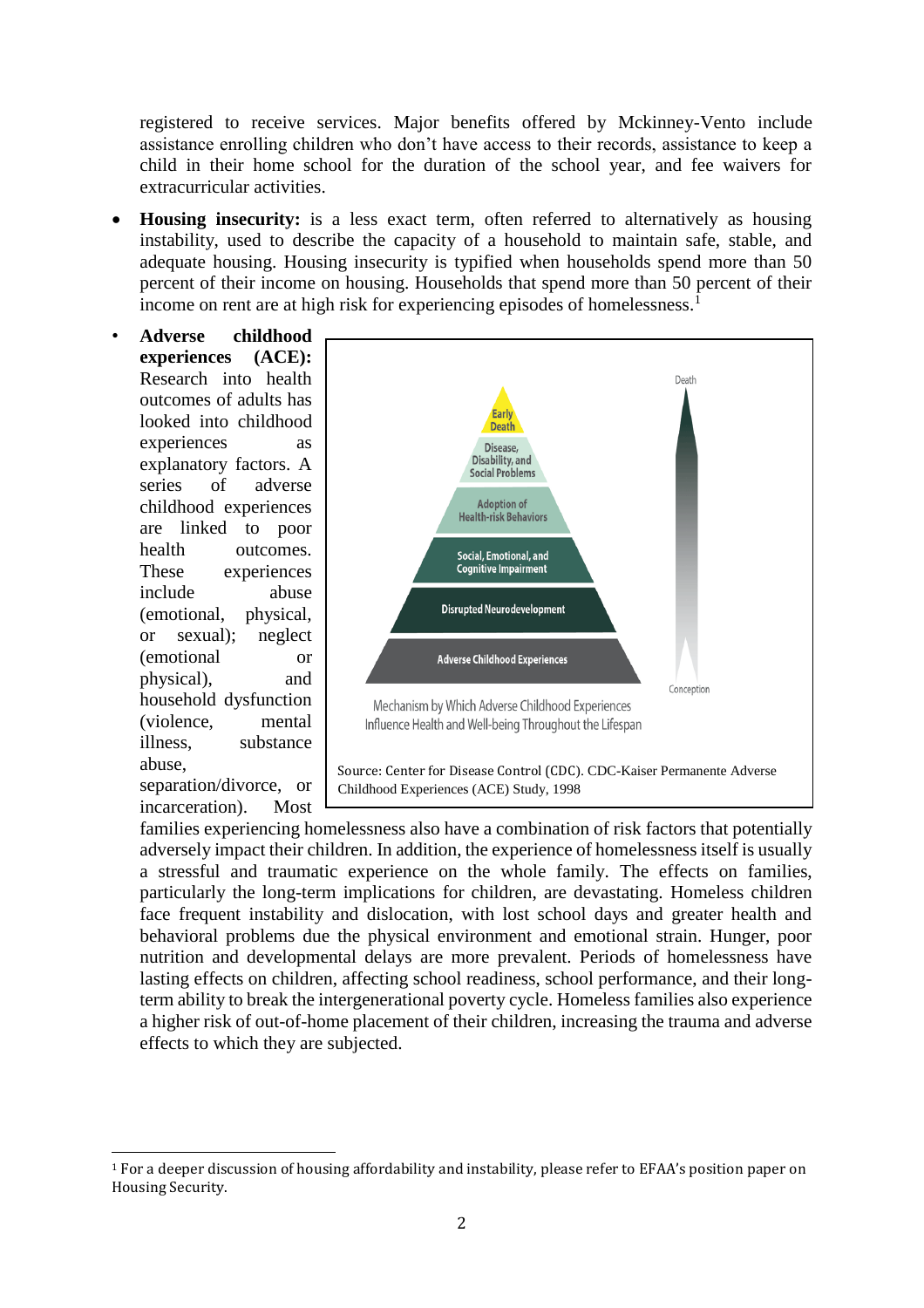registered to receive services. Major benefits offered by Mckinney-Vento include assistance enrolling children who don't have access to their records, assistance to keep a child in their home school for the duration of the school year, and fee waivers for extracurricular activities.

- **Housing insecurity:** is a less exact term, often referred to alternatively as housing instability, used to describe the capacity of a household to maintain safe, stable, and adequate housing. Housing insecurity is typified when households spend more than 50 percent of their income on housing. Households that spend more than 50 percent of their income on rent are at high risk for experiencing episodes of homelessness.[1]

- **Adverse childhood experiences (ACE):** Research into health outcomes of adults has looked into childhood experiences as explanatory factors. A series of adverse childhood experiences are linked to poor health outcomes. These experiences include abuse (emotional, physical, or sexual); neglect (emotional or physical), and household dysfunction (violence, mental illness, substance abuse, separation/divorce, or incarceration). Most families experiencing homelessness also have a combination of risk factors that potentially adversely impact their children. In addition, the experience of homelessness itself is usually a stressful and traumatic experience on the whole family. The effects on families, particularly the long-term implications for children, are devastating. Homeless children face frequent instability and dislocation, with lost school days and greater health and behavioral problems due the physical environment and emotional strain. Hunger, poor nutrition and developmental delays are more prevalent. Periods of homelessness have lasting effects on children, affecting school readiness, school performance, and their long-term ability to break the intergenerational poverty cycle. Homeless families also experience a higher risk of out-of-home placement of their children, increasing the trauma and adverse effects to which they are subjected.

Early Death
Disease, Disability, and Social Problems
Adoption of Health-risk Behaviors
Social, Emotional, and Cognitive Impairment
Disrupted Neurodevelopment
Adverse Childhood Experiences

Death
Conception

Mechanism by Which Adverse Childhood Experiences Influence Health and Well-being Throughout the Lifespan

Source: Center for Disease Control (CDC). CDC-Kaiser Permanente Adverse Childhood Experiences (ACE) Study, 1998

---

[1] For a deeper discussion of housing affordability and instability, please refer to EFAA's position paper on Housing Security.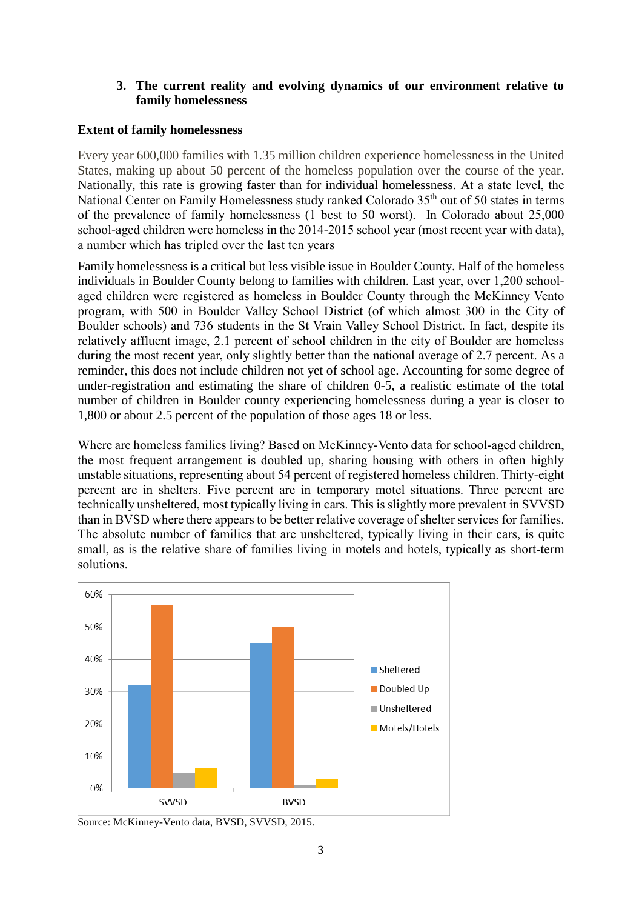### 3. The current reality and evolving dynamics of our environment relative to family homelessness

**Extent of family homelessness**

Every year 600,000 families with 1.35 million children experience homelessness in the United States, making up about 50 percent of the homeless population over the course of the year. Nationally, this rate is growing faster than for individual homelessness. At a state level, the National Center on Family Homelessness study ranked Colorado 35th out of 50 states in terms of the prevalence of family homelessness (1 best to 50 worst). In Colorado about 25,000 school-aged children were homeless in the 2014-2015 school year (most recent year with data), a number which has tripled over the last ten years

Family homelessness is a critical but less visible issue in Boulder County. Half of the homeless individuals in Boulder County belong to families with children. Last year, over 1,200 school-aged children were registered as homeless in Boulder County through the McKinney Vento program, with 500 in Boulder Valley School District (of which almost 300 in the City of Boulder schools) and 736 students in the St Vrain Valley School District. In fact, despite its relatively affluent image, 2.1 percent of school children in the city of Boulder are homeless during the most recent year, only slightly better than the national average of 2.7 percent. As a reminder, this does not include children not yet of school age. Accounting for some degree of under-registration and estimating the share of children 0-5, a realistic estimate of the total number of children in Boulder county experiencing homelessness during a year is closer to 1,800 or about 2.5 percent of the population of those ages 18 or less.

Where are homeless families living? Based on McKinney-Vento data for school-aged children, the most frequent arrangement is doubled up, sharing housing with others in often highly unstable situations, representing about 54 percent of registered homeless children. Thirty-eight percent are in shelters. Five percent are in temporary motel situations. Three percent are technically unsheltered, most typically living in cars. This is slightly more prevalent in SVVSD than in BVSD where there appears to be better relative coverage of shelter services for families. The absolute number of families that are unsheltered, typically living in their cars, is quite small, as is the relative share of families living in motels and hotels, typically as short-term solutions.

| | Sheltered | Doubled Up | Unsheltered | Motels/Hotels |
|---|---|---|---|---|
| SVVSD | ~32% | ~57% | ~5% | ~6% |
| BVSD | ~45% | ~50% | ~1% | ~3% |

Source: McKinney-Vento data, BVSD, SVVSD, 2015.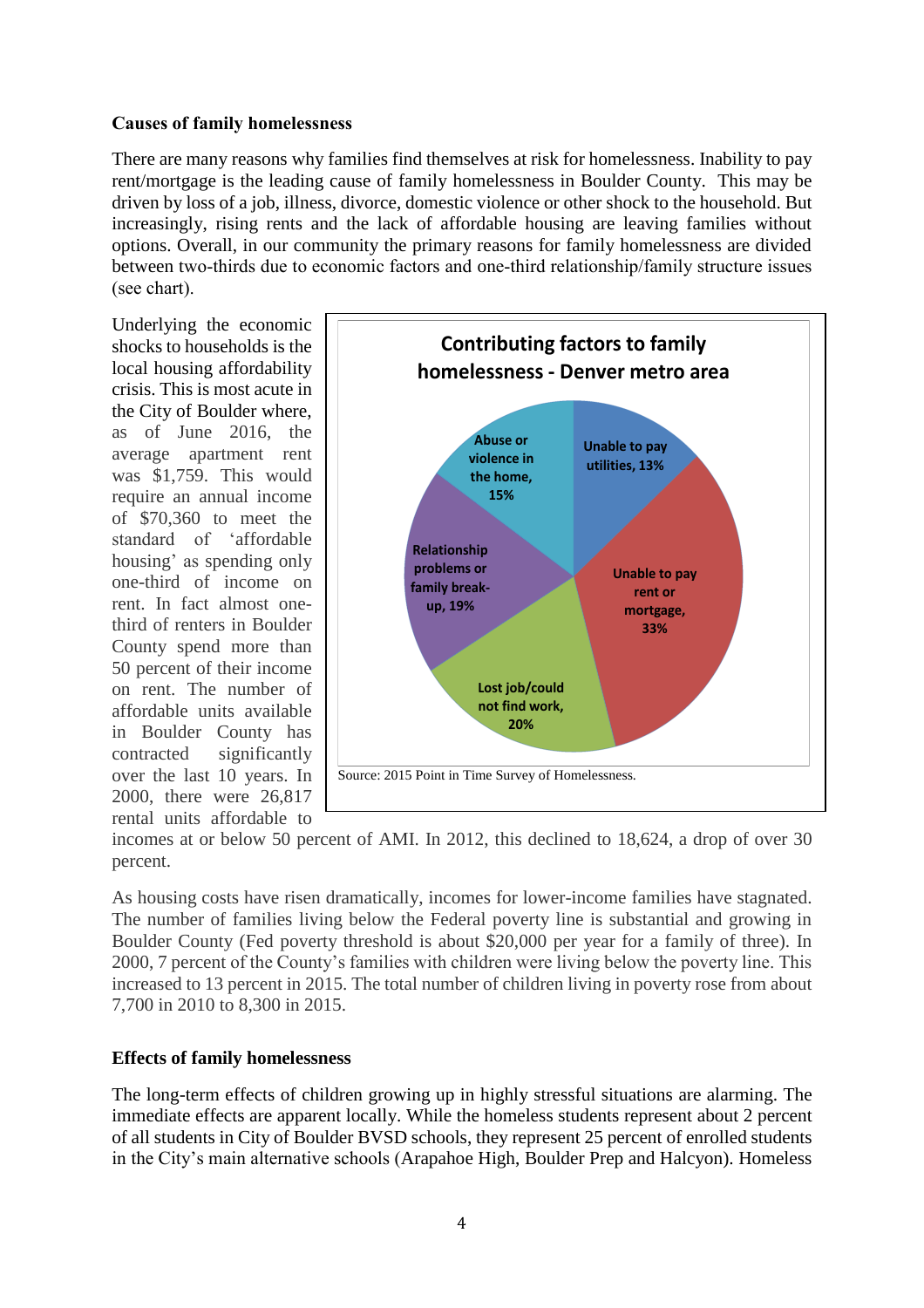**Causes of family homelessness**

There are many reasons why families find themselves at risk for homelessness. Inability to pay rent/mortgage is the leading cause of family homelessness in Boulder County. This may be driven by loss of a job, illness, divorce, domestic violence or other shock to the household. But increasingly, rising rents and the lack of affordable housing are leaving families without options. Overall, in our community the primary reasons for family homelessness are divided between two-thirds due to economic factors and one-third relationship/family structure issues (see chart).

**Contributing factors to family homelessness - Denver metro area**

| Factor | Share |
|---|---|
| Unable to pay rent or mortgage | 33% |
| Lost job/could not find work | 20% |
| Relationship problems or family break-up | 19% |
| Abuse or violence in the home | 15% |
| Unable to pay utilities | 13% |

Source: 2015 Point in Time Survey of Homelessness.

Underlying the economic shocks to households is the local housing affordability crisis. This is most acute in the City of Boulder where, as of June 2016, the average apartment rent was $1,759. This would require an annual income of $70,360 to meet the standard of 'affordable housing' as spending only one-third of income on rent. In fact almost one-third of renters in Boulder County spend more than 50 percent of their income on rent. The number of affordable units available in Boulder County has contracted significantly over the last 10 years. In 2000, there were 26,817 rental units affordable to incomes at or below 50 percent of AMI. In 2012, this declined to 18,624, a drop of over 30 percent.

As housing costs have risen dramatically, incomes for lower-income families have stagnated. The number of families living below the Federal poverty line is substantial and growing in Boulder County (Fed poverty threshold is about $20,000 per year for a family of three). In 2000, 7 percent of the County's families with children were living below the poverty line. This increased to 13 percent in 2015. The total number of children living in poverty rose from about 7,700 in 2010 to 8,300 in 2015.

**Effects of family homelessness**

The long-term effects of children growing up in highly stressful situations are alarming. The immediate effects are apparent locally. While the homeless students represent about 2 percent of all students in City of Boulder BVSD schools, they represent 25 percent of enrolled students in the City's main alternative schools (Arapahoe High, Boulder Prep and Halcyon). Homeless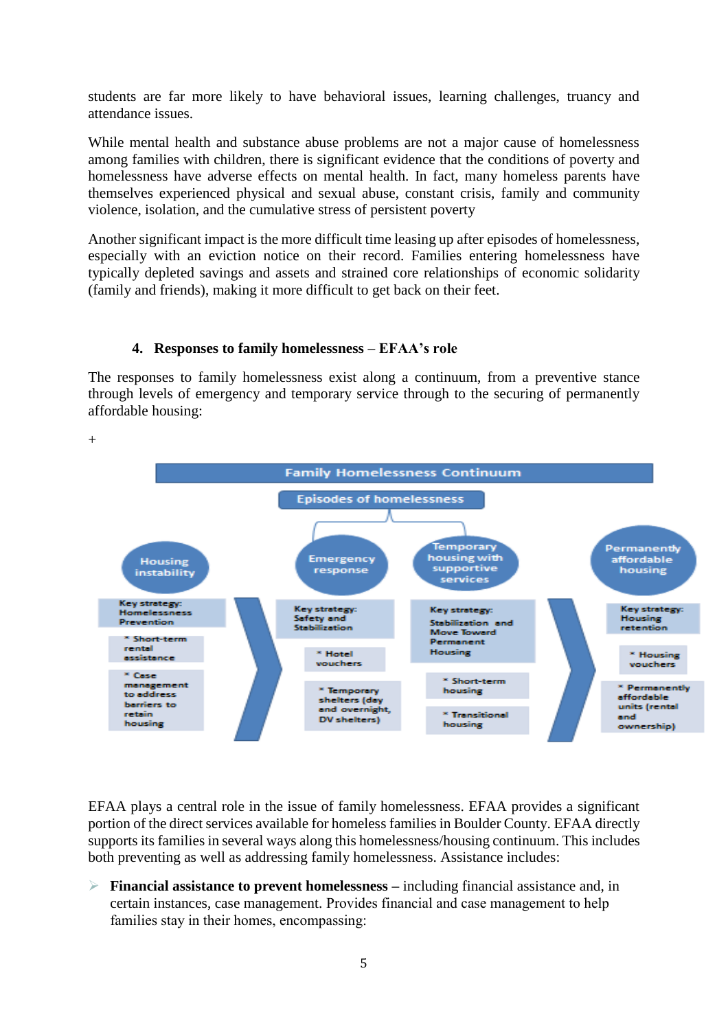students are far more likely to have behavioral issues, learning challenges, truancy and attendance issues.

While mental health and substance abuse problems are not a major cause of homelessness among families with children, there is significant evidence that the conditions of poverty and homelessness have adverse effects on mental health. In fact, many homeless parents have themselves experienced physical and sexual abuse, constant crisis, family and community violence, isolation, and the cumulative stress of persistent poverty

Another significant impact is the more difficult time leasing up after episodes of homelessness, especially with an eviction notice on their record. Families entering homelessness have typically depleted savings and assets and strained core relationships of economic solidarity (family and friends), making it more difficult to get back on their feet.

### 4. Responses to family homelessness – EFAA's role

The responses to family homelessness exist along a continuum, from a preventive stance through levels of emergency and temporary service through to the securing of permanently affordable housing:

+

**Family Homelessness Continuum**

**Episodes of homelessness**

| Housing instability | Emergency response | Temporary housing with supportive services | Permanently affordable housing |
|---|---|---|---|
| Key strategy: Homelessness Prevention | Key strategy: Safety and Stabilization | Key strategy: Stabilization and Move Toward Permanent Housing | Key strategy: Housing retention |
| * Short-term rental assistance | * Hotel vouchers | * Short-term housing | * Housing vouchers |
| * Case management to address barriers to retain housing | * Temporary shelters (day and overnight, DV shelters) | * Transitional housing | * Permanently affordable units (rental and ownership) |

EFAA plays a central role in the issue of family homelessness. EFAA provides a significant portion of the direct services available for homeless families in Boulder County. EFAA directly supports its families in several ways along this homelessness/housing continuum. This includes both preventing as well as addressing family homelessness. Assistance includes:

- **Financial assistance to prevent homelessness** – including financial assistance and, in certain instances, case management. Provides financial and case management to help families stay in their homes, encompassing: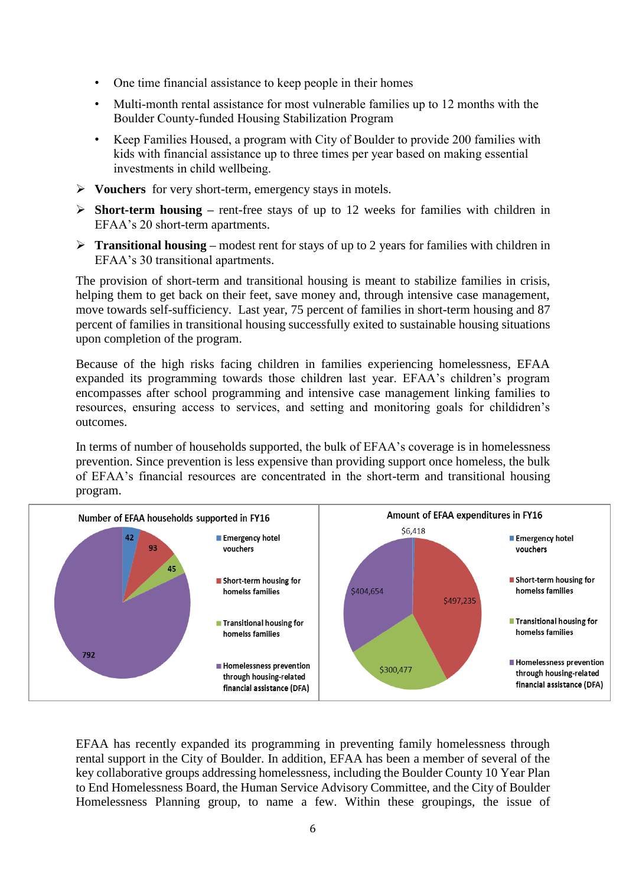- One time financial assistance to keep people in their homes
- Multi-month rental assistance for most vulnerable families up to 12 months with the Boulder County-funded Housing Stabilization Program
- Keep Families Housed, a program with City of Boulder to provide 200 families with kids with financial assistance up to three times per year based on making essential investments in child wellbeing.

➢ **Vouchers** for very short-term, emergency stays in motels.

➢ **Short-term housing** – rent-free stays of up to 12 weeks for families with children in EFAA's 20 short-term apartments.

➢ **Transitional housing** – modest rent for stays of up to 2 years for families with children in EFAA's 30 transitional apartments.

The provision of short-term and transitional housing is meant to stabilize families in crisis, helping them to get back on their feet, save money and, through intensive case management, move towards self-sufficiency. Last year, 75 percent of families in short-term housing and 87 percent of families in transitional housing successfully exited to sustainable housing situations upon completion of the program.

Because of the high risks facing children in families experiencing homelessness, EFAA expanded its programming towards those children last year. EFAA's children's program encompasses after school programming and intensive case management linking families to resources, ensuring access to services, and setting and monitoring goals for childidren's outcomes.

In terms of number of households supported, the bulk of EFAA's coverage is in homelessness prevention. Since prevention is less expensive than providing support once homeless, the bulk of EFAA's financial resources are concentrated in the short-term and transitional housing program.

**Number of EFAA households supported in FY16**

| Category | Households |
|---|---|
| Emergency hotel vouchers | 42 |
| Short-term housing for homelss families | 93 |
| Transitional housing for homelss families | 45 |
| Homelessness prevention through housing-related financial assistance (DFA) | 792 |

**Amount of EFAA expenditures in FY16**

| Category | Amount |
|---|---|
| Emergency hotel vouchers | $6,418 |
| Short-term housing for homelss families | $497,235 |
| Transitional housing for homelss families | $300,477 |
| Homelessness prevention through housing-related financial assistance (DFA) | $404,654 |

EFAA has recently expanded its programming in preventing family homelessness through rental support in the City of Boulder. In addition, EFAA has been a member of several of the key collaborative groups addressing homelessness, including the Boulder County 10 Year Plan to End Homelessness Board, the Human Service Advisory Committee, and the City of Boulder Homelessness Planning group, to name a few. Within these groupings, the issue of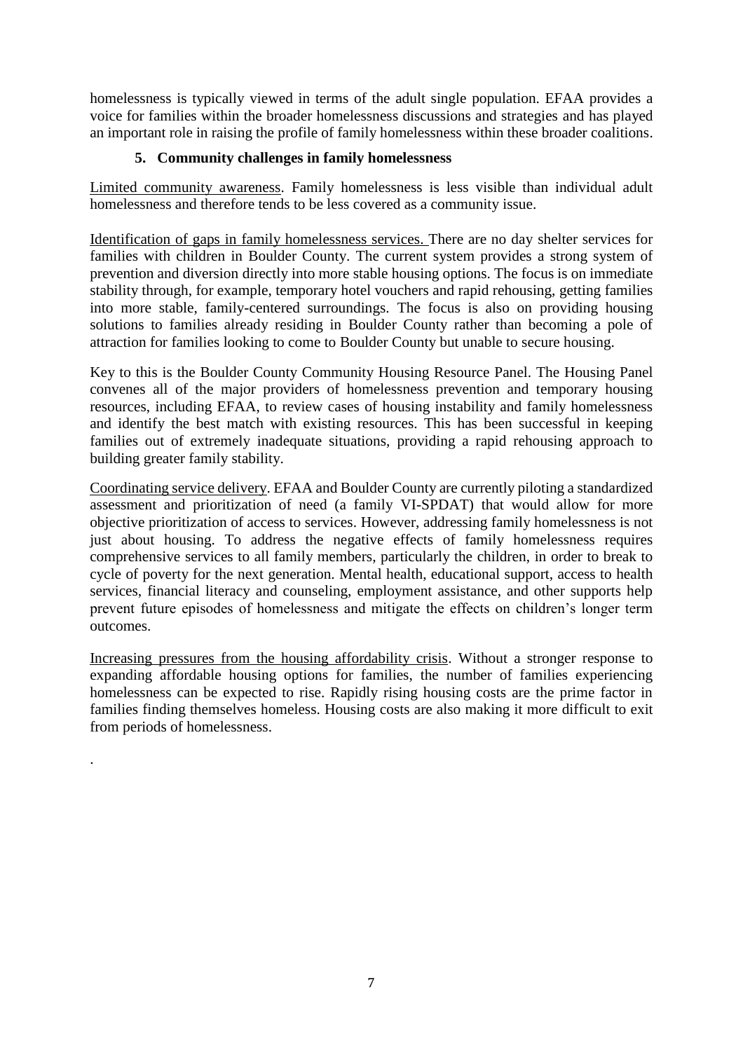homelessness is typically viewed in terms of the adult single population. EFAA provides a voice for families within the broader homelessness discussions and strategies and has played an important role in raising the profile of family homelessness within these broader coalitions.

## 5. Community challenges in family homelessness

Limited community awareness. Family homelessness is less visible than individual adult homelessness and therefore tends to be less covered as a community issue.

Identification of gaps in family homelessness services. There are no day shelter services for families with children in Boulder County. The current system provides a strong system of prevention and diversion directly into more stable housing options. The focus is on immediate stability through, for example, temporary hotel vouchers and rapid rehousing, getting families into more stable, family-centered surroundings. The focus is also on providing housing solutions to families already residing in Boulder County rather than becoming a pole of attraction for families looking to come to Boulder County but unable to secure housing.

Key to this is the Boulder County Community Housing Resource Panel. The Housing Panel convenes all of the major providers of homelessness prevention and temporary housing resources, including EFAA, to review cases of housing instability and family homelessness and identify the best match with existing resources. This has been successful in keeping families out of extremely inadequate situations, providing a rapid rehousing approach to building greater family stability.

Coordinating service delivery. EFAA and Boulder County are currently piloting a standardized assessment and prioritization of need (a family VI-SPDAT) that would allow for more objective prioritization of access to services. However, addressing family homelessness is not just about housing. To address the negative effects of family homelessness requires comprehensive services to all family members, particularly the children, in order to break to cycle of poverty for the next generation. Mental health, educational support, access to health services, financial literacy and counseling, employment assistance, and other supports help prevent future episodes of homelessness and mitigate the effects on children's longer term outcomes.

Increasing pressures from the housing affordability crisis. Without a stronger response to expanding affordable housing options for families, the number of families experiencing homelessness can be expected to rise. Rapidly rising housing costs are the prime factor in families finding themselves homeless. Housing costs are also making it more difficult to exit from periods of homelessness.

.